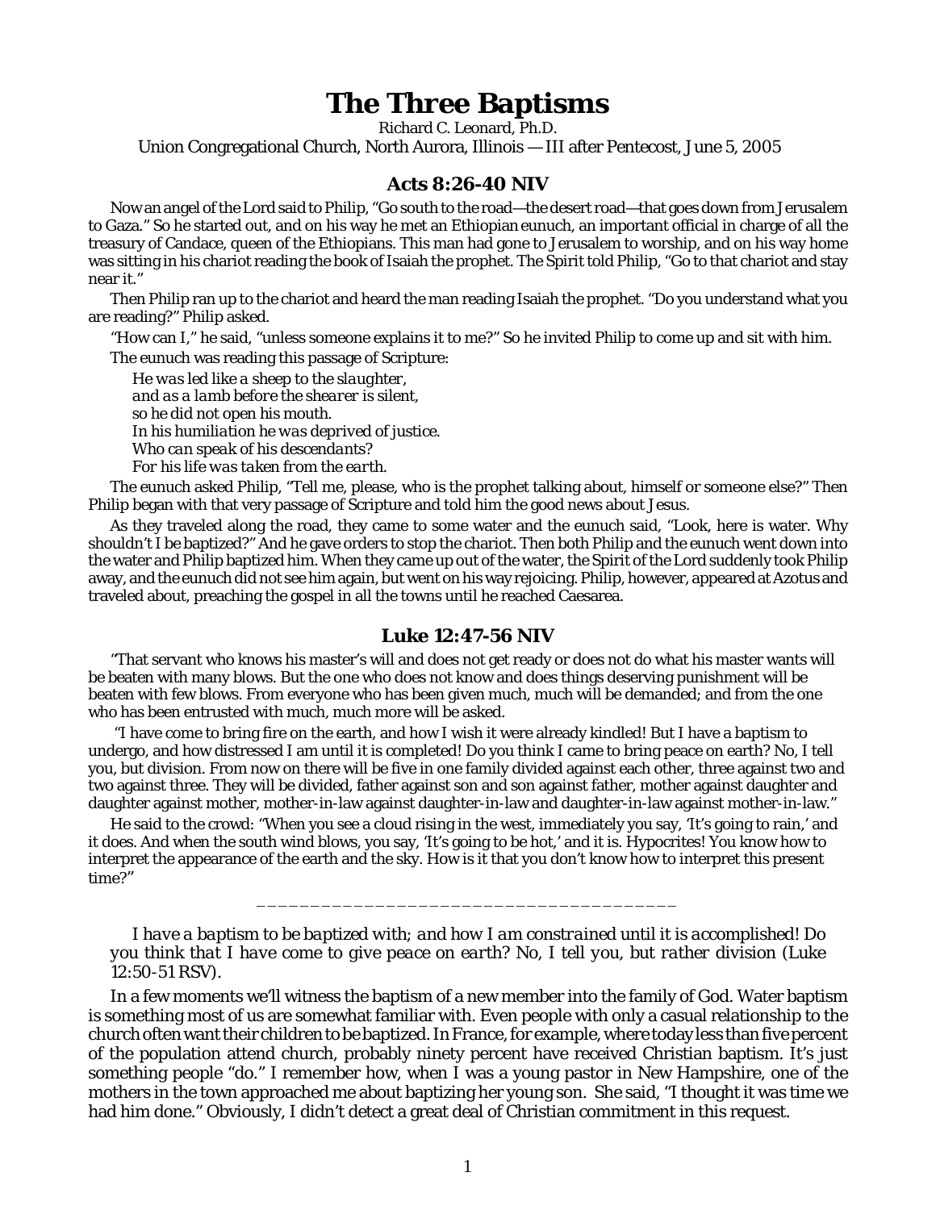# The Three Baptisms

Richard C. Leonard, Ph.D.

Union Congregational Church, North Aurora, Illinois — III after Pentecost, June 5, 2005

## Acts 8:26-40 NIV

Now an angel of the Lord said to Philip, "Go south to the road—the desert road—that goes down from Jerusalem to Gaza." So he started out, and on his way he met an Ethiopian eunuch, an important official in charge of all the treasury of Candace, queen of the Ethiopians. This man had gone to Jerusalem to worship, and on his way home was sitting in his chariot reading the book of Isaiah the prophet. The Spirit told Philip, "Go to that chariot and stay near it."

Then Philip ran up to the chariot and heard the man reading Isaiah the prophet. "Do you understand what you are reading?" Philip asked.

"How can I," he said, "unless someone explains it to me?" So he invited Philip to come up and sit with him.

The eunuch was reading this passage of Scripture:

*He was led like a sheep to the slaughter,*
*and as a lamb before the shearer is silent,*
*so he did not open his mouth.*
*In his humiliation he was deprived of justice.*
*Who can speak of his descendants?*
*For his life was taken from the earth.*

The eunuch asked Philip, "Tell me, please, who is the prophet talking about, himself or someone else?" Then Philip began with that very passage of Scripture and told him the good news about Jesus.

As they traveled along the road, they came to some water and the eunuch said, "Look, here is water. Why shouldn't I be baptized?" And he gave orders to stop the chariot. Then both Philip and the eunuch went down into the water and Philip baptized him. When they came up out of the water, the Spirit of the Lord suddenly took Philip away, and the eunuch did not see him again, but went on his way rejoicing. Philip, however, appeared at Azotus and traveled about, preaching the gospel in all the towns until he reached Caesarea.

## Luke 12:47-56 NIV

"That servant who knows his master's will and does not get ready or does not do what his master wants will be beaten with many blows. But the one who does not know and does things deserving punishment will be beaten with few blows. From everyone who has been given much, much will be demanded; and from the one who has been entrusted with much, much more will be asked.

"I have come to bring fire on the earth, and how I wish it were already kindled! But I have a baptism to undergo, and how distressed I am until it is completed! Do you think I came to bring peace on earth? No, I tell you, but division. From now on there will be five in one family divided against each other, three against two and two against three. They will be divided, father against son and son against father, mother against daughter and daughter against mother, mother-in-law against daughter-in-law and daughter-in-law against mother-in-law."

He said to the crowd: "When you see a cloud rising in the west, immediately you say, 'It's going to rain,' and it does. And when the south wind blows, you say, 'It's going to be hot,' and it is. Hypocrites! You know how to interpret the appearance of the earth and the sky. How is it that you don't know how to interpret this present time?"

---

*I have a baptism to be baptized with; and how I am constrained until it is accomplished! Do you think that I have come to give peace on earth? No, I tell you, but rather division (Luke 12:50-51 RSV).*

In a few moments we'll witness the baptism of a new member into the family of God. Water baptism is something most of us are somewhat familiar with. Even people with only a casual relationship to the church often want their children to be baptized. In France, for example, where today less than five percent of the population attend church, probably ninety percent have received Christian baptism. It's just something people "do." I remember how, when I was a young pastor in New Hampshire, one of the mothers in the town approached me about baptizing her young son. She said, "I thought it was time we had him done." Obviously, I didn't detect a great deal of Christian commitment in this request.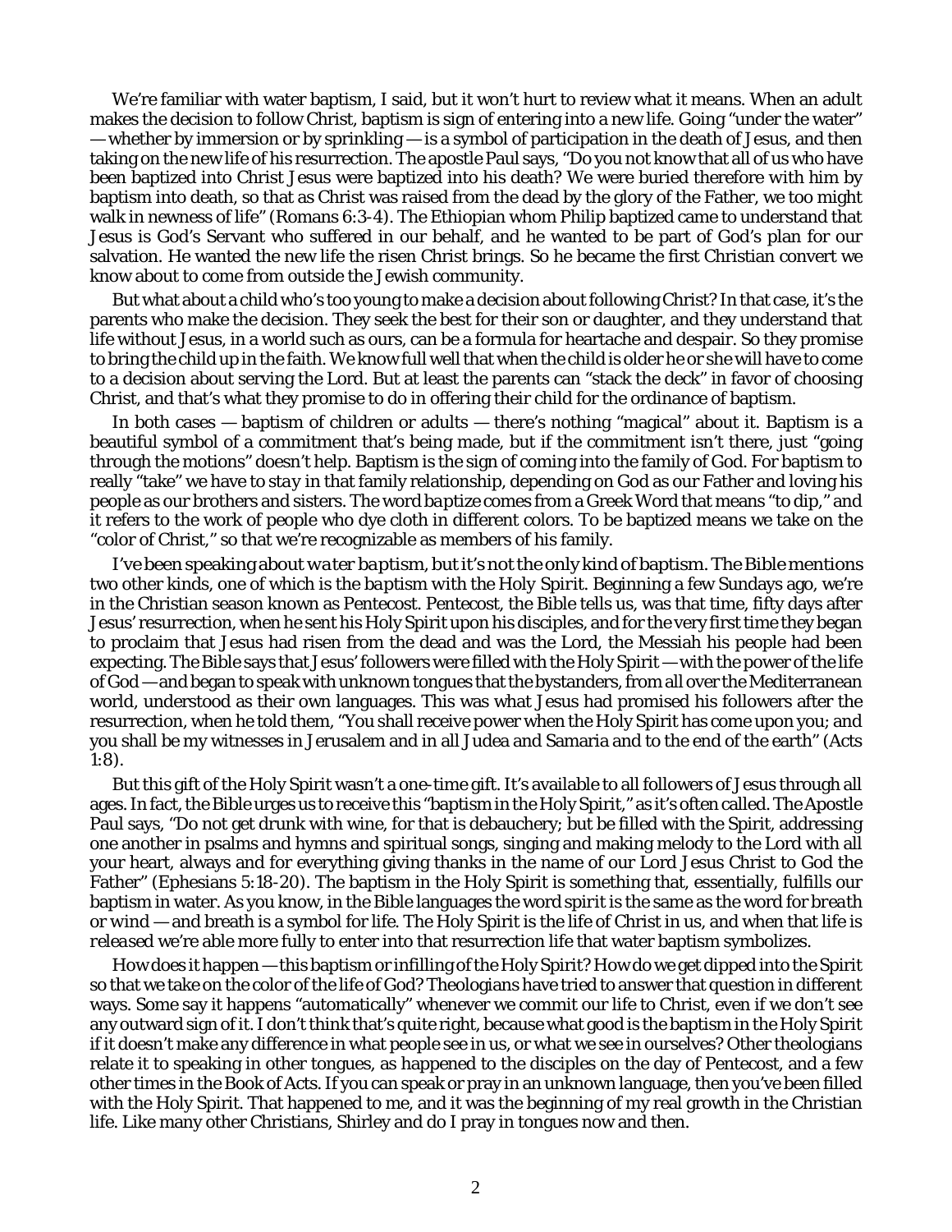We're familiar with water baptism, I said, but it won't hurt to review what it means. When an adult makes the decision to follow Christ, baptism is sign of entering into a new life. Going "under the water" — whether by immersion or by sprinkling — is a symbol of participation in the death of Jesus, and then taking on the new life of his resurrection. The apostle Paul says, "Do you not know that all of us who have been baptized into Christ Jesus were baptized into his death? We were buried therefore with him by baptism into death, so that as Christ was raised from the dead by the glory of the Father, we too might walk in newness of life" (Romans 6:3-4). The Ethiopian whom Philip baptized came to understand that Jesus is God's Servant who suffered in our behalf, and he wanted to be part of God's plan for our salvation. He wanted the new life the risen Christ brings. So he became the first Christian convert we know about to come from outside the Jewish community.

But what about a child who's too young to make a decision about following Christ? In that case, it's the parents who make the decision. They seek the best for their son or daughter, and they understand that life without Jesus, in a world such as ours, can be a formula for heartache and despair. So they promise to bring the child up in the faith. We know full well that when the child is older he or she will have to come to a decision about serving the Lord. But at least the parents can "stack the deck" in favor of choosing Christ, and that's what they promise to do in offering their child for the ordinance of baptism.

In both cases — baptism of children or adults — there's nothing "magical" about it. Baptism is a beautiful symbol of a commitment that's being made, but if the commitment isn't there, just "going through the motions" doesn't help. Baptism is the sign of coming into the family of God. For baptism to really "take" we have to *stay* in that family relationship, depending on God as our Father and loving his people as our brothers and sisters. The word *baptize* comes from a Greek Word that means "to dip," and it refers to the work of people who dye cloth in different colors. To be baptized means we take on the "color of Christ," so that we're recognizable as members of his family.

I've been speaking about *water baptism*, but it's not the only kind of baptism. The Bible mentions two other kinds, one of which is the *baptism with the Holy Spirit*. Beginning a few Sundays ago, we're in the Christian season known as Pentecost. Pentecost, the Bible tells us, was that time, fifty days after Jesus' resurrection, when he sent his Holy Spirit upon his disciples, and for the very first time they began to proclaim that Jesus had risen from the dead and was the Lord, the Messiah his people had been expecting. The Bible says that Jesus' followers were filled with the Holy Spirit — with the power of the life of God — and began to speak with unknown tongues that the bystanders, from all over the Mediterranean world, understood as their own languages. This was what Jesus had promised his followers after the resurrection, when he told them, "You shall receive power when the Holy Spirit has come upon you; and you shall be my witnesses in Jerusalem and in all Judea and Samaria and to the end of the earth" (Acts 1:8).

But this gift of the Holy Spirit wasn't a one-time gift. It's available to all followers of Jesus through all ages. In fact, the Bible urges us to receive this "baptism in the Holy Spirit," as it's often called. The Apostle Paul says, "Do not get drunk with wine, for that is debauchery; but be filled with the Spirit, addressing one another in psalms and hymns and spiritual songs, singing and making melody to the Lord with all your heart, always and for everything giving thanks in the name of our Lord Jesus Christ to God the Father" (Ephesians 5:18-20). The baptism in the Holy Spirit is something that, essentially, fulfills our baptism in water. As you know, in the Bible languages the word *spirit* is the same as the word for *breath* or wind — and breath is a symbol for life. The Holy Spirit is the life of Christ in us, and when that life is *released* we're able more fully to enter into that resurrection life that water baptism symbolizes.

How does it happen — this baptism or infilling of the Holy Spirit? How do we get dipped into the Spirit so that we take on the color of the life of God? Theologians have tried to answer that question in different ways. Some say it happens "automatically" whenever we commit our life to Christ, even if we don't see any outward sign of it. I don't think that's quite right, because what good is the baptism in the Holy Spirit if it doesn't make any difference in what people see in us, or what we see in ourselves? Other theologians relate it to speaking in other tongues, as happened to the disciples on the day of Pentecost, and a few other times in the Book of Acts. If you can speak or pray in an unknown language, then you've been filled with the Holy Spirit. That happened to me, and it was the beginning of my real growth in the Christian life. Like many other Christians, Shirley and do I pray in tongues now and then.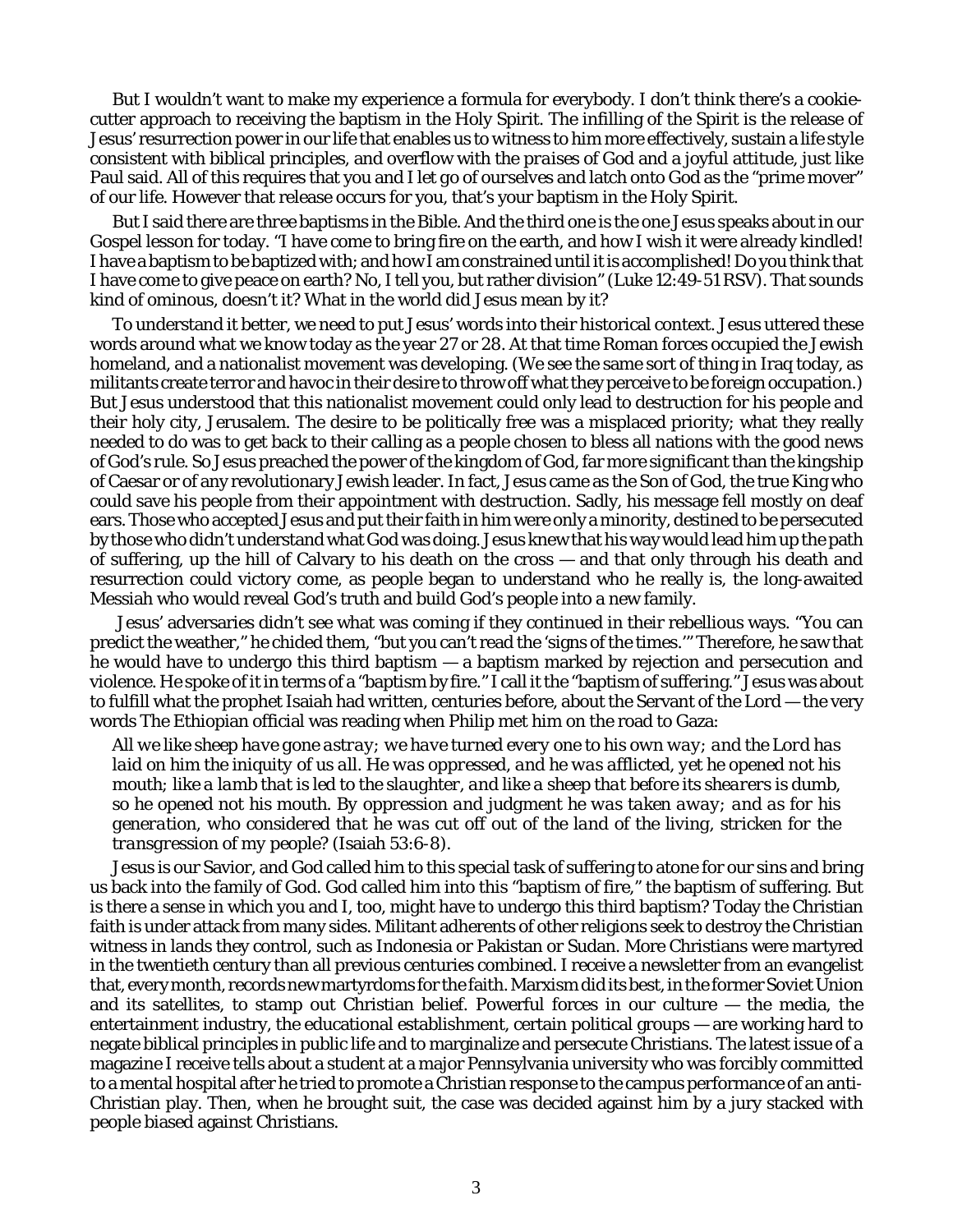But I wouldn't want to make my experience a formula for everybody. I don't think there's a cookie-cutter approach to receiving the baptism in the Holy Spirit. The infilling of the Spirit is the release of Jesus' resurrection power in our life that enables us to witness to him more effectively, sustain a life style consistent with biblical principles, and overflow with the praises of God and a joyful attitude, just like Paul said. All of this requires that you and I let go of ourselves and latch onto God as the "prime mover" of our life. However that release occurs for you, that's your baptism in the Holy Spirit.

But I said there are three baptisms in the Bible. And the third one is the one Jesus speaks about in our Gospel lesson for today. "I have come to bring fire on the earth, and how I wish it were already kindled! I have a baptism to be baptized with; and how I am constrained until it is accomplished! Do you think that I have come to give peace on earth? No, I tell you, but rather division" (Luke 12:49-51 RSV). That sounds kind of ominous, doesn't it? What in the world did Jesus mean by it?

To understand it better, we need to put Jesus' words into their historical context. Jesus uttered these words around what we know today as the year 27 or 28. At that time Roman forces occupied the Jewish homeland, and a nationalist movement was developing. (We see the same sort of thing in Iraq today, as militants create terror and havoc in their desire to throw off what they perceive to be foreign occupation.) But Jesus understood that this nationalist movement could only lead to destruction for his people and their holy city, Jerusalem. The desire to be politically free was a misplaced priority; what they really needed to do was to get back to their calling as a people chosen to bless all nations with the good news of God's rule. So Jesus preached the power of the kingdom of God, far more significant than the kingship of Caesar or of any revolutionary Jewish leader. In fact, Jesus came as the Son of God, the true King who could save his people from their appointment with destruction. Sadly, his message fell mostly on deaf ears. Those who accepted Jesus and put their faith in him were only a minority, destined to be persecuted by those who didn't understand what God was doing. Jesus knew that his way would lead him up the path of suffering, up the hill of Calvary to his death on the cross — and that only through his death and resurrection could victory come, as people began to understand who he really is, the long-awaited Messiah who would reveal God's truth and build God's people into a new family.

Jesus' adversaries didn't see what was coming if they continued in their rebellious ways. "You can predict the weather," he chided them, "but you can't read the 'signs of the times.'" Therefore, he saw that he would have to undergo this third baptism — a baptism marked by rejection and persecution and violence. He spoke of it in terms of a "baptism by fire." I call it the "baptism of suffering." Jesus was about to fulfill what the prophet Isaiah had written, centuries before, about the Servant of the Lord — the very words The Ethiopian official was reading when Philip met him on the road to Gaza:

> *All we like sheep have gone astray; we have turned every one to his own way; and the Lord has laid on him the iniquity of us all. He was oppressed, and he was afflicted, yet he opened not his mouth; like a lamb that is led to the slaughter, and like a sheep that before its shearers is dumb, so he opened not his mouth. By oppression and judgment he was taken away; and as for his generation, who considered that he was cut off out of the land of the living, stricken for the transgression of my people?* (Isaiah 53:6-8).

Jesus is our Savior, and God called him to this special task of suffering to atone for our sins and bring us back into the family of God. God called him into this "baptism of fire," the baptism of suffering. But is there a sense in which you and I, too, might have to undergo this third baptism? Today the Christian faith is under attack from many sides. Militant adherents of other religions seek to destroy the Christian witness in lands they control, such as Indonesia or Pakistan or Sudan. More Christians were martyred in the twentieth century than all previous centuries combined. I receive a newsletter from an evangelist that, every month, records new martyrdoms for the faith. Marxism did its best, in the former Soviet Union and its satellites, to stamp out Christian belief. Powerful forces in our culture — the media, the entertainment industry, the educational establishment, certain political groups — are working hard to negate biblical principles in public life and to marginalize and persecute Christians. The latest issue of a magazine I receive tells about a student at a major Pennsylvania university who was forcibly committed to a mental hospital after he tried to promote a Christian response to the campus performance of an anti-Christian play. Then, when he brought suit, the case was decided against him by a jury stacked with people biased against Christians.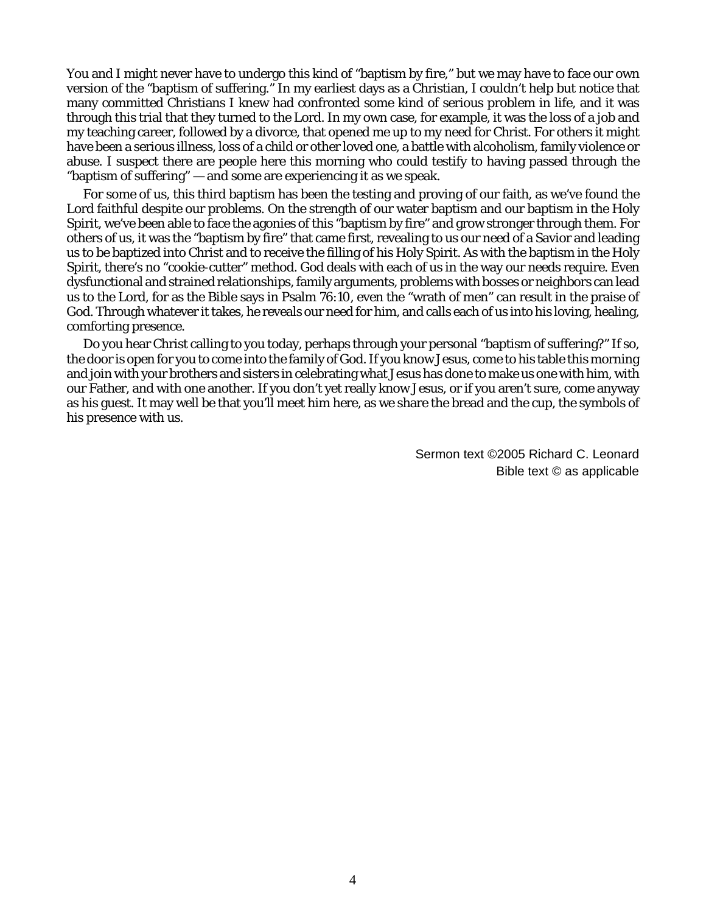You and I might never have to undergo this kind of "baptism by fire," but we may have to face our own version of the "baptism of suffering." In my earliest days as a Christian, I couldn't help but notice that many committed Christians I knew had confronted some kind of serious problem in life, and it was through this trial that they turned to the Lord. In my own case, for example, it was the loss of a job and my teaching career, followed by a divorce, that opened me up to my need for Christ. For others it might have been a serious illness, loss of a child or other loved one, a battle with alcoholism, family violence or abuse. I suspect there are people here this morning who could testify to having passed through the "baptism of suffering" — and some are experiencing it as we speak.

For some of us, this third baptism has been the testing and proving of our faith, as we've found the Lord faithful despite our problems. On the strength of our water baptism and our baptism in the Holy Spirit, we've been able to face the agonies of this "baptism by fire" and grow stronger through them. For others of us, it was the "baptism by fire" that came first, revealing to us our need of a Savior and leading us to be baptized into Christ and to receive the filling of his Holy Spirit. As with the baptism in the Holy Spirit, there's no "cookie-cutter" method. God deals with each of us in the way our needs require. Even dysfunctional and strained relationships, family arguments, problems with bosses or neighbors can lead us to the Lord, for as the Bible says in Psalm 76:10, even the "wrath of men" can result in the praise of God. Through whatever it takes, he reveals our need for him, and calls each of us into his loving, healing, comforting presence.

Do you hear Christ calling to you today, perhaps through your personal "baptism of suffering?" If so, the door is open for you to come into the family of God. If you know Jesus, come to his table this morning and join with your brothers and sisters in celebrating what Jesus has done to make us one with him, with our Father, and with one another. If you don't yet really know Jesus, or if you aren't sure, come anyway as his guest. It may well be that you'll meet him here, as we share the bread and the cup, the symbols of his presence with us.

Sermon text ©2005 Richard C. Leonard
Bible text © as applicable